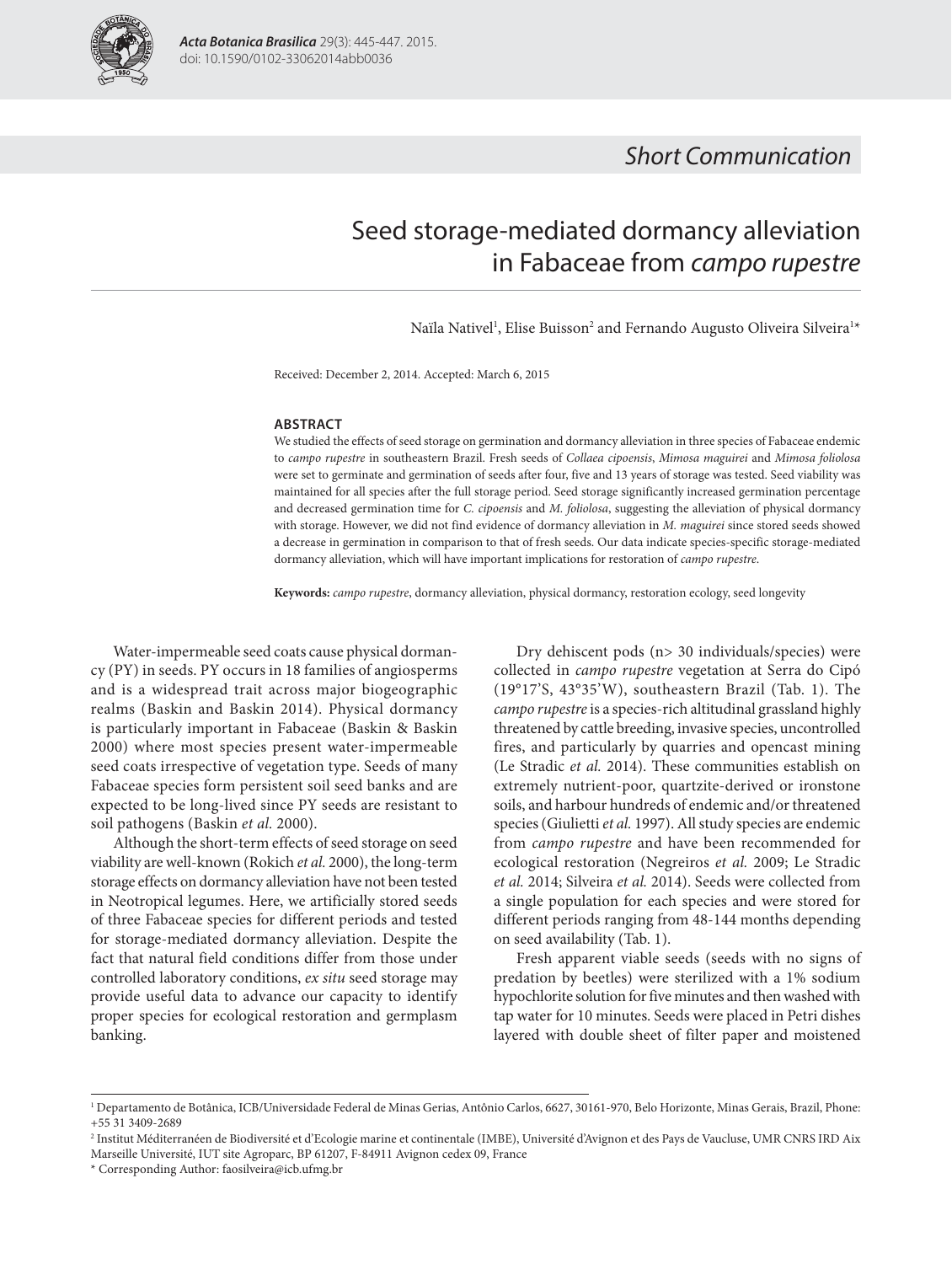*Short Communication*

# Seed storage-mediated dormancy alleviation in Fabaceae from *campo rupestre*

Naïla Nativel[1], Elise Buisson[2] and Fernando Augusto Oliveira Silveira[1]*

Received: December 2, 2014. Accepted: March 6, 2015

## ABSTRACT

We studied the effects of seed storage on germination and dormancy alleviation in three species of Fabaceae endemic to *campo rupestre* in southeastern Brazil. Fresh seeds of *Collaea cipoensis*, *Mimosa maguirei* and *Mimosa foliolosa* were set to germinate and germination of seeds after four, five and 13 years of storage was tested. Seed viability was maintained for all species after the full storage period. Seed storage significantly increased germination percentage and decreased germination time for *C. cipoensis* and *M. foliolosa*, suggesting the alleviation of physical dormancy with storage. However, we did not find evidence of dormancy alleviation in *M. maguirei* since stored seeds showed a decrease in germination in comparison to that of fresh seeds. Our data indicate species-specific storage-mediated dormancy alleviation, which will have important implications for restoration of *campo rupestre*.

**Keywords:** *campo rupestre*, dormancy alleviation, physical dormancy, restoration ecology, seed longevity

Water-impermeable seed coats cause physical dormancy (PY) in seeds. PY occurs in 18 families of angiosperms and is a widespread trait across major biogeographic realms (Baskin and Baskin 2014). Physical dormancy is particularly important in Fabaceae (Baskin & Baskin 2000) where most species present water-impermeable seed coats irrespective of vegetation type. Seeds of many Fabaceae species form persistent soil seed banks and are expected to be long-lived since PY seeds are resistant to soil pathogens (Baskin *et al*. 2000).

Although the short-term effects of seed storage on seed viability are well-known (Rokich *et al.* 2000), the long-term storage effects on dormancy alleviation have not been tested in Neotropical legumes. Here, we artificially stored seeds of three Fabaceae species for different periods and tested for storage-mediated dormancy alleviation. Despite the fact that natural field conditions differ from those under controlled laboratory conditions, *ex situ* seed storage may provide useful data to advance our capacity to identify proper species for ecological restoration and germplasm banking.

Dry dehiscent pods (n> 30 individuals/species) were collected in *campo rupestre* vegetation at Serra do Cipó (19°17'S, 43°35'W), southeastern Brazil (Tab. 1). The *campo rupestre* is a species-rich altitudinal grassland highly threatened by cattle breeding, invasive species, uncontrolled fires, and particularly by quarries and opencast mining (Le Stradic *et al.* 2014). These communities establish on extremely nutrient-poor, quartzite-derived or ironstone soils, and harbour hundreds of endemic and/or threatened species (Giulietti *et al.* 1997). All study species are endemic from *campo rupestre* and have been recommended for ecological restoration (Negreiros *et al.* 2009; Le Stradic *et al.* 2014; Silveira *et al.* 2014). Seeds were collected from a single population for each species and were stored for different periods ranging from 48-144 months depending on seed availability (Tab. 1).

Fresh apparent viable seeds (seeds with no signs of predation by beetles) were sterilized with a 1% sodium hypochlorite solution for five minutes and then washed with tap water for 10 minutes. Seeds were placed in Petri dishes layered with double sheet of filter paper and moistened

[1] Departamento de Botânica, ICB/Universidade Federal de Minas Gerias, Antônio Carlos, 6627, 30161-970, Belo Horizonte, Minas Gerais, Brazil, Phone: +55 31 3409-2689

[2] Institut Méditerranéen de Biodiversité et d'Ecologie marine et continentale (IMBE), Université d'Avignon et des Pays de Vaucluse, UMR CNRS IRD Aix Marseille Université, IUT site Agroparc, BP 61207, F-84911 Avignon cedex 09, France

* Corresponding Author: faosilveira@icb.ufmg.br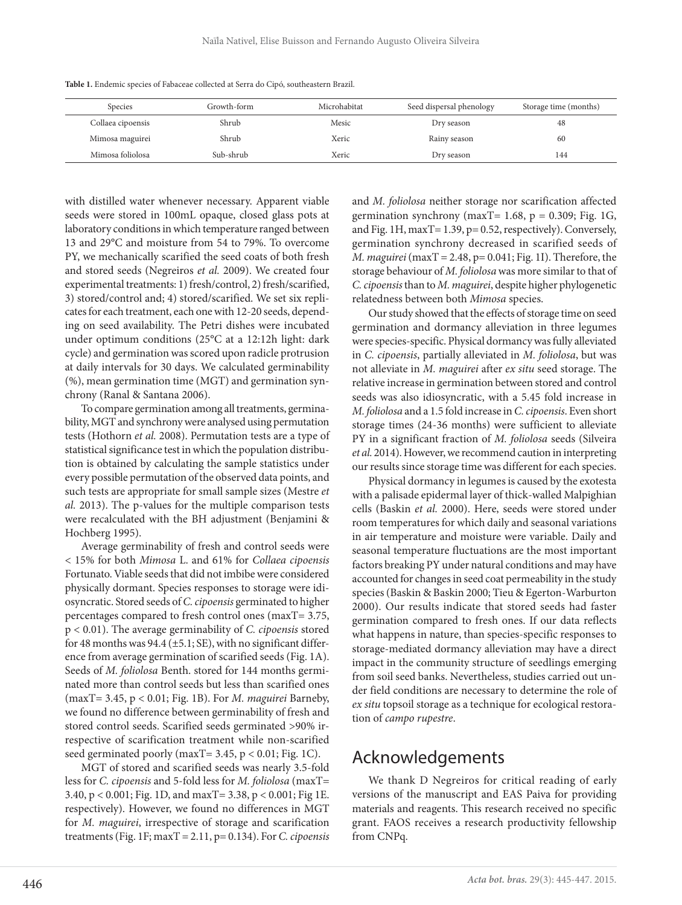**Table 1.** Endemic species of Fabaceae collected at Serra do Cipó, southeastern Brazil.

| Species | Growth-form | Microhabitat | Seed dispersal phenology | Storage time (months) |
|---|---|---|---|---|
| Collaea cipoensis | Shrub | Mesic | Dry season | 48 |
| Mimosa maguirei | Shrub | Xeric | Rainy season | 60 |
| Mimosa foliolosa | Sub-shrub | Xeric | Dry season | 144 |

with distilled water whenever necessary. Apparent viable seeds were stored in 100mL opaque, closed glass pots at laboratory conditions in which temperature ranged between 13 and 29°C and moisture from 54 to 79%. To overcome PY, we mechanically scarified the seed coats of both fresh and stored seeds (Negreiros *et al.* 2009). We created four experimental treatments: 1) fresh/control, 2) fresh/scarified, 3) stored/control and; 4) stored/scarified. We set six replicates for each treatment, each one with 12-20 seeds, depending on seed availability. The Petri dishes were incubated under optimum conditions (25°C at a 12:12h light: dark cycle) and germination was scored upon radicle protrusion at daily intervals for 30 days. We calculated germinability (%), mean germination time (MGT) and germination synchrony (Ranal & Santana 2006).

To compare germination among all treatments, germinability, MGT and synchrony were analysed using permutation tests (Hothorn *et al.* 2008). Permutation tests are a type of statistical significance test in which the population distribution is obtained by calculating the sample statistics under every possible permutation of the observed data points, and such tests are appropriate for small sample sizes (Mestre *et al.* 2013). The p-values for the multiple comparison tests were recalculated with the BH adjustment (Benjamini & Hochberg 1995).

Average germinability of fresh and control seeds were < 15% for both *Mimosa* L. and 61% for *Collaea cipoensis* Fortunato. Viable seeds that did not imbibe were considered physically dormant. Species responses to storage were idiosyncratic. Stored seeds of *C. cipoensis* germinated to higher percentages compared to fresh control ones (maxT= 3.75, $p < 0.01$). The average germinability of *C. cipoensis* stored for 48 months was 94.4 (±5.1; SE), with no significant difference from average germination of scarified seeds (Fig. 1A). Seeds of *M. foliolosa* Benth. stored for 144 months germinated more than control seeds but less than scarified ones (maxT= 3.45, $p < 0.01$; Fig. 1B). For *M. maguirei* Barneby, we found no difference between germinability of fresh and stored control seeds. Scarified seeds germinated >90% irrespective of scarification treatment while non-scarified seed germinated poorly (maxT= 3.45, $p < 0.01$; Fig. 1C).

MGT of stored and scarified seeds was nearly 3.5-fold less for *C. cipoensis* and 5-fold less for *M. foliolosa* (maxT= 3.40, $p < 0.001$; Fig. 1D, and maxT= 3.38, $p < 0.001$; Fig 1E. respectively). However, we found no differences in MGT for *M. maguirei*, irrespective of storage and scarification treatments (Fig. 1F; maxT = 2.11, p= 0.134). For *C. cipoensis* and *M. foliolosa* neither storage nor scarification affected germination synchrony (maxT= 1.68, p = 0.309; Fig. 1G, and Fig. 1H, maxT= 1.39, p= 0.52, respectively). Conversely, germination synchrony decreased in scarified seeds of *M. maguirei* (maxT = 2.48, p= 0.041; Fig. 1I). Therefore, the storage behaviour of *M. foliolosa* was more similar to that of *C. cipoensis* than to *M. maguirei*, despite higher phylogenetic relatedness between both *Mimosa* species.

Our study showed that the effects of storage time on seed germination and dormancy alleviation in three legumes were species-specific. Physical dormancy was fully alleviated in *C. cipoensis*, partially alleviated in *M. foliolosa*, but was not alleviate in *M. maguirei* after *ex situ* seed storage. The relative increase in germination between stored and control seeds was also idiosyncratic, with a 5.45 fold increase in *M. foliolosa* and a 1.5 fold increase in *C. cipoensis*. Even short storage times (24-36 months) were sufficient to alleviate PY in a significant fraction of *M. foliolosa* seeds (Silveira *et al.* 2014). However, we recommend caution in interpreting our results since storage time was different for each species.

Physical dormancy in legumes is caused by the exotesta with a palisade epidermal layer of thick-walled Malpighian cells (Baskin *et al.* 2000). Here, seeds were stored under room temperatures for which daily and seasonal variations in air temperature and moisture were variable. Daily and seasonal temperature fluctuations are the most important factors breaking PY under natural conditions and may have accounted for changes in seed coat permeability in the study species (Baskin & Baskin 2000; Tieu & Egerton-Warburton 2000). Our results indicate that stored seeds had faster germination compared to fresh ones. If our data reflects what happens in nature, than species-specific responses to storage-mediated dormancy alleviation may have a direct impact in the community structure of seedlings emerging from soil seed banks. Nevertheless, studies carried out under field conditions are necessary to determine the role of *ex situ* topsoil storage as a technique for ecological restoration of *campo rupestre*.

## Acknowledgements

We thank D Negreiros for critical reading of early versions of the manuscript and EAS Paiva for providing materials and reagents. This research received no specific grant. FAOS receives a research productivity fellowship from CNPq.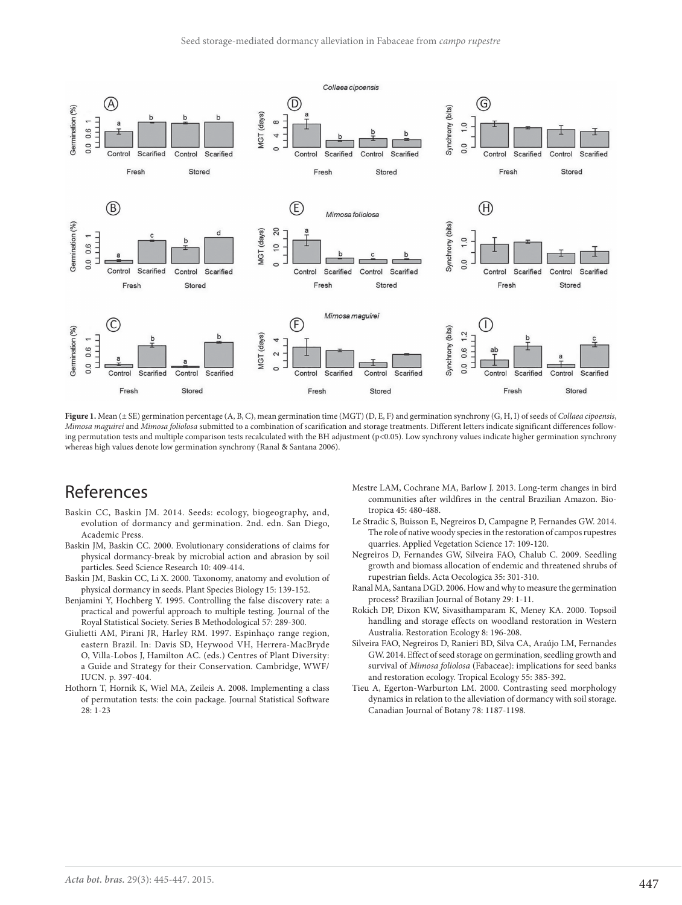Collaea cipoensis

A

Germination (%)

0.0 0.6 1

a b b b

Control Scarified Control Scarified

Fresh Stored

D

MGT (days)

0 4 8

a b b b

Control Scarified Control Scarified

Fresh Stored

G

Synchrony (bits)

0.0 1.0

Control Scarified Control Scarified

Fresh Stored

B

Germination (%)

0.0 0.6 1

a c b d

Control Scarified Control Scarified

Fresh Stored

E

Mimosa foliolosa

MGT (days)

0 10 20

a b c b

Control Scarified Control Scarified

Fresh Stored

H

Synchrony (bits)

0.0 1.0

Control Scarified Control Scarified

Fresh Stored

Mimosa maguirei

C

Germination (%)

0.0 0.6 1

a b a b

Control Scarified Control Scarified

Fresh Stored

F

MGT (days)

0 2 4

Control Scarified Control Scarified

Fresh Stored

I

Synchrony (bits)

0.0 0.6 1.2

ab b a c

Control Scarified Control Scarified

Fresh Stored

**Figure 1.** Mean (± SE) germination percentage (A, B, C), mean germination time (MGT) (D, E, F) and germination synchrony (G, H, I) of seeds of *Collaea cipoensis*, *Mimosa maguirei* and *Mimosa foliolosa* submitted to a combination of scarification and storage treatments. Different letters indicate significant differences following permutation tests and multiple comparison tests recalculated with the BH adjustment ($p<0.05$). Low synchrony values indicate higher germination synchrony whereas high values denote low germination synchrony (Ranal & Santana 2006).

# References

Baskin CC, Baskin JM. 2014. Seeds: ecology, biogeography, and, evolution of dormancy and germination. 2nd. edn. San Diego, Academic Press.

Baskin JM, Baskin CC. 2000. Evolutionary considerations of claims for physical dormancy-break by microbial action and abrasion by soil particles. Seed Science Research 10: 409-414.

Baskin JM, Baskin CC, Li X. 2000. Taxonomy, anatomy and evolution of physical dormancy in seeds. Plant Species Biology 15: 139-152.

Benjamini Y, Hochberg Y. 1995. Controlling the false discovery rate: a practical and powerful approach to multiple testing. Journal of the Royal Statistical Society. Series B Methodological 57: 289-300.

Giulietti AM, Pirani JR, Harley RM. 1997. Espinhaço range region, eastern Brazil. In: Davis SD, Heywood VH, Herrera-MacBryde O, Villa-Lobos J, Hamilton AC. (eds.) Centres of Plant Diversity: a Guide and Strategy for their Conservation. Cambridge, WWF/ IUCN. p. 397-404.

Hothorn T, Hornik K, Wiel MA, Zeileis A. 2008. Implementing a class of permutation tests: the coin package. Journal Statistical Software 28: 1-23

Mestre LAM, Cochrane MA, Barlow J. 2013. Long-term changes in bird communities after wildfires in the central Brazilian Amazon. Biotropica 45: 480-488.

Le Stradic S, Buisson E, Negreiros D, Campagne P, Fernandes GW. 2014. The role of native woody species in the restoration of campos rupestres quarries. Applied Vegetation Science 17: 109-120.

Negreiros D, Fernandes GW, Silveira FAO, Chalub C. 2009. Seedling growth and biomass allocation of endemic and threatened shrubs of rupestrian fields. Acta Oecologica 35: 301-310.

Ranal MA, Santana DGD. 2006. How and why to measure the germination process? Brazilian Journal of Botany 29: 1-11.

Rokich DP, Dixon KW, Sivasithamparam K, Meney KA. 2000. Topsoil handling and storage effects on woodland restoration in Western Australia. Restoration Ecology 8: 196-208.

Silveira FAO, Negreiros D, Ranieri BD, Silva CA, Araújo LM, Fernandes GW. 2014. Effect of seed storage on germination, seedling growth and survival of *Mimosa foliolosa* (Fabaceae): implications for seed banks and restoration ecology. Tropical Ecology 55: 385-392.

Tieu A, Egerton-Warburton LM. 2000. Contrasting seed morphology dynamics in relation to the alleviation of dormancy with soil storage. Canadian Journal of Botany 78: 1187-1198.